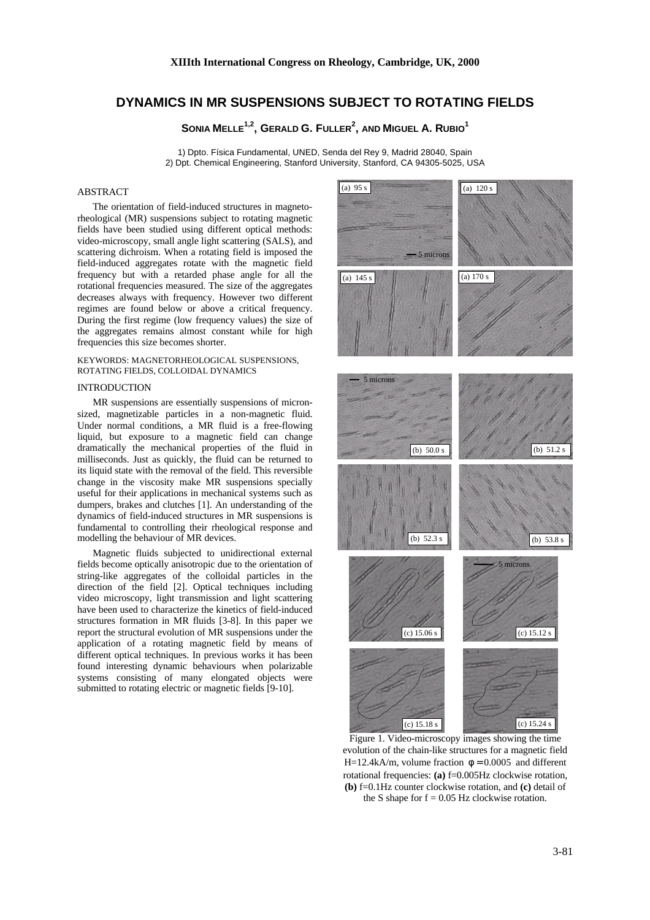# DYNAMICS IN MR SUSPENSIONS SUBJECT TO ROTATING FIELDS

**SONIA MELLE[1,2], GERALD G. FULLER[2], AND MIGUEL A. RUBIO[1]**

1) Dpto. Física Fundamental, UNED, Senda del Rey 9, Madrid 28040, Spain
2) Dpt. Chemical Engineering, Stanford University, Stanford, CA 94305-5025, USA

## ABSTRACT

The orientation of field-induced structures in magneto-rheological (MR) suspensions subject to rotating magnetic fields have been studied using different optical methods: video-microscopy, small angle light scattering (SALS), and scattering dichroism. When a rotating field is imposed the field-induced aggregates rotate with the magnetic field frequency but with a retarded phase angle for all the rotational frequencies measured. The size of the aggregates decreases always with frequency. However two different regimes are found below or above a critical frequency. During the first regime (low frequency values) the size of the aggregates remains almost constant while for high frequencies this size becomes shorter.

KEYWORDS: MAGNETORHEOLOGICAL SUSPENSIONS, ROTATING FIELDS, COLLOIDAL DYNAMICS

## INTRODUCTION

MR suspensions are essentially suspensions of micron-sized, magnetizable particles in a non-magnetic fluid. Under normal conditions, a MR fluid is a free-flowing liquid, but exposure to a magnetic field can change dramatically the mechanical properties of the fluid in milliseconds. Just as quickly, the fluid can be returned to its liquid state with the removal of the field. This reversible change in the viscosity make MR suspensions specially useful for their applications in mechanical systems such as dumpers, brakes and clutches [1]. An understanding of the dynamics of field-induced structures in MR suspensions is fundamental to controlling their rheological response and modelling the behaviour of MR devices.

Magnetic fluids subjected to unidirectional external fields become optically anisotropic due to the orientation of string-like aggregates of the colloidal particles in the direction of the field [2]. Optical techniques including video microscopy, light transmission and light scattering have been used to characterize the kinetics of field-induced structures formation in MR fluids [3-8]. In this paper we report the structural evolution of MR suspensions under the application of a rotating magnetic field by means of different optical techniques. In previous works it has been found interesting dynamic behaviours when polarizable systems consisting of many elongated objects were submitted to rotating electric or magnetic fields [9-10].

Figure 1. Video-microscopy images showing the time evolution of the chain-like structures for a magnetic field H=12.4kA/m, volume fraction $\phi = 0.0005$ and different rotational frequencies: **(a)** f=0.005Hz clockwise rotation, **(b)** f=0.1Hz counter clockwise rotation, and **(c)** detail of the S shape for f = 0.05 Hz clockwise rotation.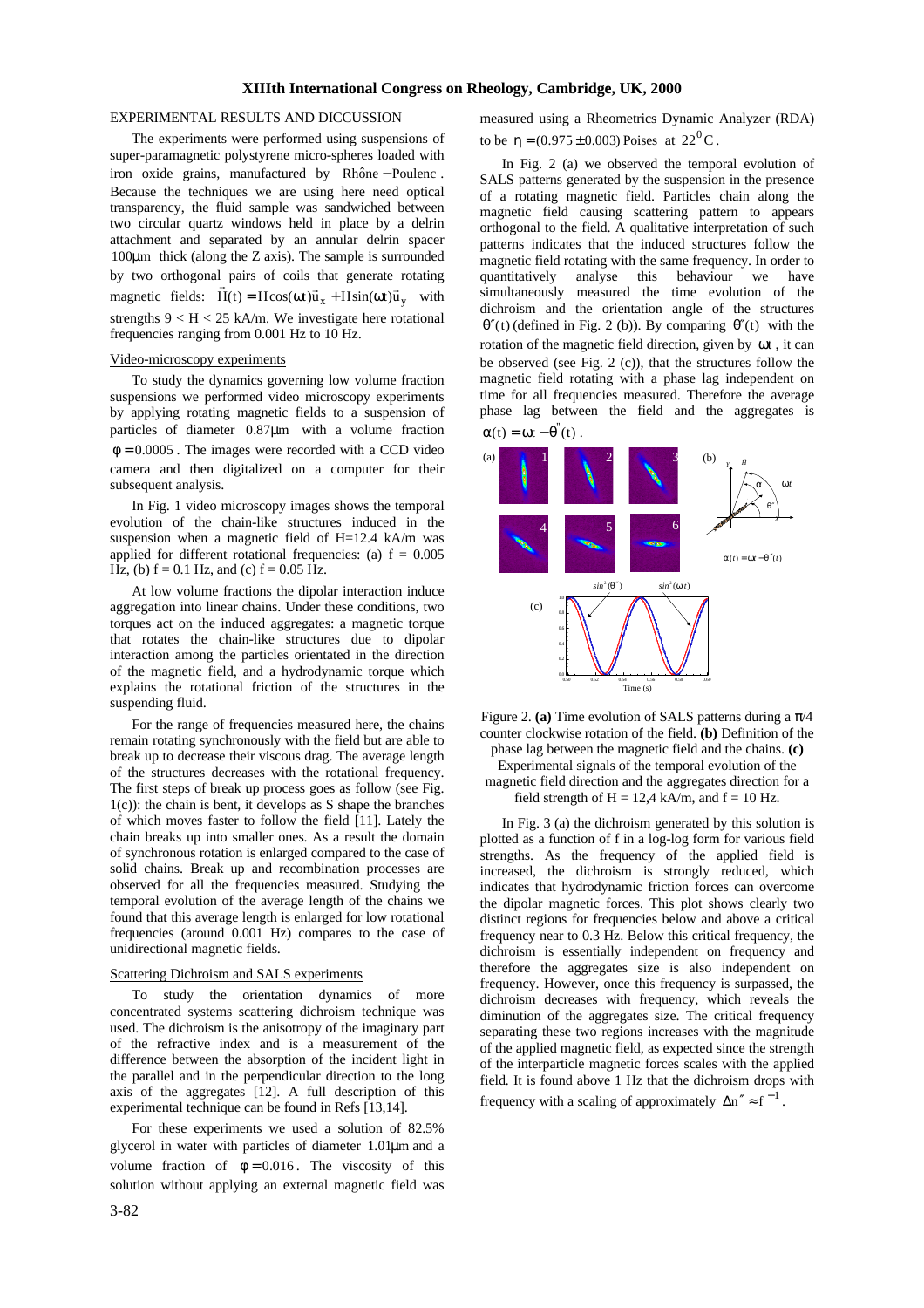EXPERIMENTAL RESULTS AND DICCUSSION

The experiments were performed using suspensions of super-paramagnetic polystyrene micro-spheres loaded with iron oxide grains, manufactured by Rhône − Poulenc. Because the techniques we are using here need optical transparency, the fluid sample was sandwiched between two circular quartz windows held in place by a delrin attachment and separated by an annular delrin spacer 100μm thick (along the Z axis). The sample is surrounded by two orthogonal pairs of coils that generate rotating magnetic fields: $\vec{H}(t) = H\cos(\omega t)\vec{u}_x + H\sin(\omega t)\vec{u}_y$ with strengths $9 < H < 25$ kA/m. We investigate here rotational frequencies ranging from 0.001 Hz to 10 Hz.

## Video-microscopy experiments

To study the dynamics governing low volume fraction suspensions we performed video microscopy experiments by applying rotating magnetic fields to a suspension of particles of diameter 0.87μm with a volume fraction $\phi = 0.0005$. The images were recorded with a CCD video camera and then digitalized on a computer for their subsequent analysis.

In Fig. 1 video microscopy images shows the temporal evolution of the chain-like structures induced in the suspension when a magnetic field of H=12.4 kA/m was applied for different rotational frequencies: (a) f = 0.005 Hz, (b) f = 0.1 Hz, and (c) f = 0.05 Hz.

At low volume fractions the dipolar interaction induce aggregation into linear chains. Under these conditions, two torques act on the induced aggregates: a magnetic torque that rotates the chain-like structures due to dipolar interaction among the particles orientated in the direction of the magnetic field, and a hydrodynamic torque which explains the rotational friction of the structures in the suspending fluid.

For the range of frequencies measured here, the chains remain rotating synchronously with the field but are able to break up to decrease their viscous drag. The average length of the structures decreases with the rotational frequency. The first steps of break up process goes as follow (see Fig. 1(c)): the chain is bent, it develops as S shape the branches of which moves faster to follow the field [11]. Lately the chain breaks up into smaller ones. As a result the domain of synchronous rotation is enlarged compared to the case of solid chains. Break up and recombination processes are observed for all the frequencies measured. Studying the temporal evolution of the average length of the chains we found that this average length is enlarged for low rotational frequencies (around 0.001 Hz) compares to the case of unidirectional magnetic fields.

## Scattering Dichroism and SALS experiments

To study the orientation dynamics of more concentrated systems scattering dichroism technique was used. The dichroism is the anisotropy of the imaginary part of the refractive index and is a measurement of the difference between the absorption of the incident light in the parallel and in the perpendicular direction to the long axis of the aggregates [12]. A full description of this experimental technique can be found in Refs [13,14].

For these experiments we used a solution of 82.5% glycerol in water with particles of diameter 1.01μm and a volume fraction of $\phi = 0.016$. The viscosity of this solution without applying an external magnetic field was measured using a Rheometrics Dynamic Analyzer (RDA) to be $\eta = (0.975 \pm 0.003)$ Poises at $22^0$C.

In Fig. 2 (a) we observed the temporal evolution of SALS patterns generated by the suspension in the presence of a rotating magnetic field. Particles chain along the magnetic field causing scattering pattern to appears orthogonal to the field. A qualitative interpretation of such patterns indicates that the induced structures follow the magnetic field rotating with the same frequency. In order to quantitatively analyse this behaviour we have simultaneously measured the time evolution of the dichroism and the orientation angle of the structures $\theta''(t)$ (defined in Fig. 2 (b)). By comparing $\theta''(t)$ with the rotation of the magnetic field direction, given by $\omega t$, it can be observed (see Fig. 2 (c)), that the structures follow the magnetic field rotating with a phase lag independent on time for all frequencies measured. Therefore the average phase lag between the field and the aggregates is $\alpha(t) = \omega t - \theta''(t)$.

Figure 2. **(a)** Time evolution of SALS patterns during a π/4 counter clockwise rotation of the field. **(b)** Definition of the phase lag between the magnetic field and the chains. **(c)** Experimental signals of the temporal evolution of the magnetic field direction and the aggregates direction for a field strength of H = 12,4 kA/m, and f = 10 Hz.

In Fig. 3 (a) the dichroism generated by this solution is plotted as a function of f in a log-log form for various field strengths. As the frequency of the applied field is increased, the dichroism is strongly reduced, which indicates that hydrodynamic friction forces can overcome the dipolar magnetic forces. This plot shows clearly two distinct regions for frequencies below and above a critical frequency near to 0.3 Hz. Below this critical frequency, the dichroism is essentially independent on frequency and therefore the aggregates size is also independent on frequency. However, once this frequency is surpassed, the dichroism decreases with frequency, which reveals the diminution of the aggregates size. The critical frequency separating these two regions increases with the magnitude of the applied magnetic field, as expected since the strength of the interparticle magnetic forces scales with the applied field. It is found above 1 Hz that the dichroism drops with frequency with a scaling of approximately $\Delta n'' \approx f^{-1}$.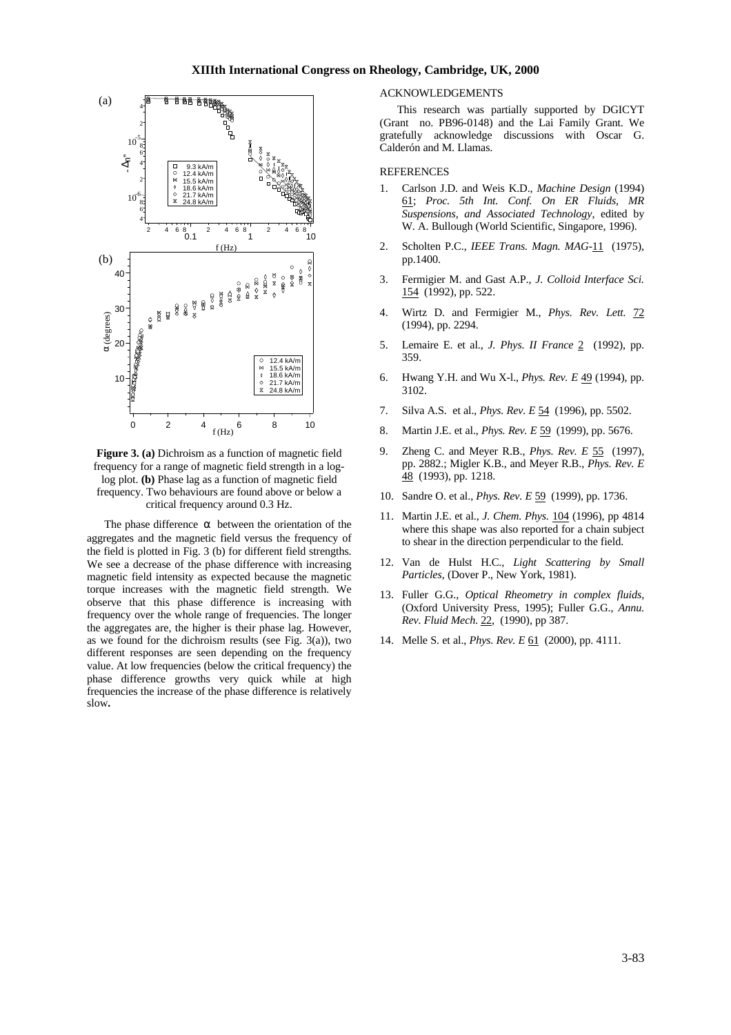(a)

$-\Delta n''$

$10^{-5}$

$10^{-6}$

9.3 kA/m
12.4 kA/m
15.5 kA/m
18.6 kA/m
21.7 kA/m
24.8 kA/m

0.1 1 10

f (Hz)

(b)

α (degrees)

40
30
20
10

12.4 kA/m
15.5 kA/m
18.6 kA/m
21.7 kA/m
24.8 kA/m

0 2 4 6 8 10

f (Hz)

**Figure 3. (a)** Dichroism as a function of magnetic field frequency for a range of magnetic field strength in a log-log plot. **(b)** Phase lag as a function of magnetic field frequency. Two behaviours are found above or below a critical frequency around 0.3 Hz.

The phase difference α between the orientation of the aggregates and the magnetic field versus the frequency of the field is plotted in Fig. 3 (b) for different field strengths. We see a decrease of the phase difference with increasing magnetic field intensity as expected because the magnetic torque increases with the magnetic field strength. We observe that this phase difference is increasing with frequency over the whole range of frequencies. The longer the aggregates are, the higher is their phase lag. However, as we found for the dichroism results (see Fig. 3(a)), two different responses are seen depending on the frequency value. At low frequencies (below the critical frequency) the phase difference growths very quick while at high frequencies the increase of the phase difference is relatively slow**.**

## ACKNOWLEDGEMENTS

This research was partially supported by DGICYT (Grant no. PB96-0148) and the Lai Family Grant. We gratefully acknowledge discussions with Oscar G. Calderón and M. Llamas.

## REFERENCES

1. Carlson J.D. and Weis K.D., *Machine Design* (1994) 61; *Proc. 5th Int. Conf. On ER Fluids, MR Suspensions, and Associated Technology*, edited by W. A. Bullough (World Scientific, Singapore, 1996).
2. Scholten P.C., *IEEE Trans. Magn. MAG*-11 (1975), pp.1400.
3. Fermigier M. and Gast A.P., *J. Colloid Interface Sci.* 154 (1992), pp. 522.
4. Wirtz D. and Fermigier M., *Phys. Rev. Lett.* 72 (1994), pp. 2294.
5. Lemaire E. et al., *J. Phys. II France* 2 (1992), pp. 359.
6. Hwang Y.H. and Wu X-l., *Phys. Rev. E* 49 (1994), pp. 3102.
7. Silva A.S. et al., *Phys. Rev. E* 54 (1996), pp. 5502.
8. Martin J.E. et al., *Phys. Rev. E* 59 (1999), pp. 5676.
9. Zheng C. and Meyer R.B., *Phys. Rev. E* 55 (1997), pp. 2882.; Migler K.B., and Meyer R.B., *Phys. Rev. E* 48 (1993), pp. 1218.
10. Sandre O. et al., *Phys. Rev. E* 59 (1999), pp. 1736.
11. Martin J.E. et al., *J. Chem. Phys.* 104 (1996), pp 4814 where this shape was also reported for a chain subject to shear in the direction perpendicular to the field.
12. Van de Hulst H.C., *Light Scattering by Small Particles*, (Dover P., New York, 1981).
13. Fuller G.G., *Optical Rheometry in complex fluids*, (Oxford University Press, 1995); Fuller G.G., *Annu. Rev. Fluid Mech.* 22, (1990), pp 387.
14. Melle S. et al., *Phys. Rev. E* 61 (2000), pp. 4111.